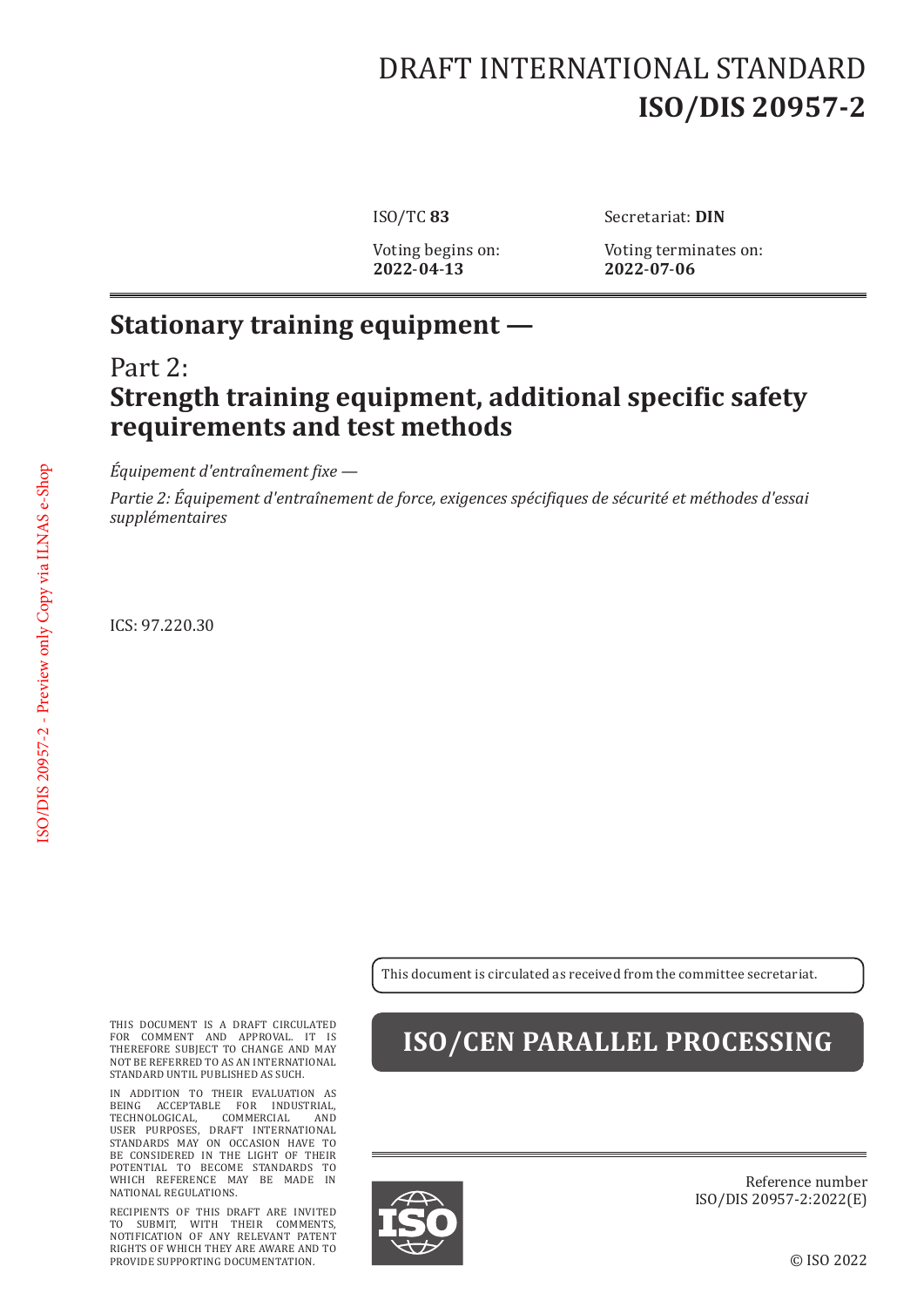DRAFT INTERNATIONAL STANDARD
**ISO/DIS 20957-2**

ISO/TC **83** | Secretariat: **DIN**

Voting begins on:
**2022-04-13**

Voting terminates on:
**2022-07-06**

# Stationary training equipment —

## Part 2:
## Strength training equipment, additional specific safety requirements and test methods

*Équipement d'entraînement fixe —*

*Partie 2: Équipement d'entraînement de force, exigences spécifiques de sécurité et méthodes d'essai supplémentaires*

ICS: 97.220.30

This document is circulated as received from the committee secretariat.

**ISO/CEN PARALLEL PROCESSING**

THIS DOCUMENT IS A DRAFT CIRCULATED FOR COMMENT AND APPROVAL. IT IS THEREFORE SUBJECT TO CHANGE AND MAY NOT BE REFERRED TO AS AN INTERNATIONAL STANDARD UNTIL PUBLISHED AS SUCH.

IN ADDITION TO THEIR EVALUATION AS BEING ACCEPTABLE FOR INDUSTRIAL, TECHNOLOGICAL, COMMERCIAL AND USER PURPOSES, DRAFT INTERNATIONAL STANDARDS MAY ON OCCASION HAVE TO BE CONSIDERED IN THE LIGHT OF THEIR POTENTIAL TO BECOME STANDARDS TO WHICH REFERENCE MAY BE MADE IN NATIONAL REGULATIONS.

RECIPIENTS OF THIS DRAFT ARE INVITED TO SUBMIT, WITH THEIR COMMENTS, NOTIFICATION OF ANY RELEVANT PATENT RIGHTS OF WHICH THEY ARE AWARE AND TO PROVIDE SUPPORTING DOCUMENTATION.

Reference number
ISO/DIS 20957-2:2022(E)

© ISO 2022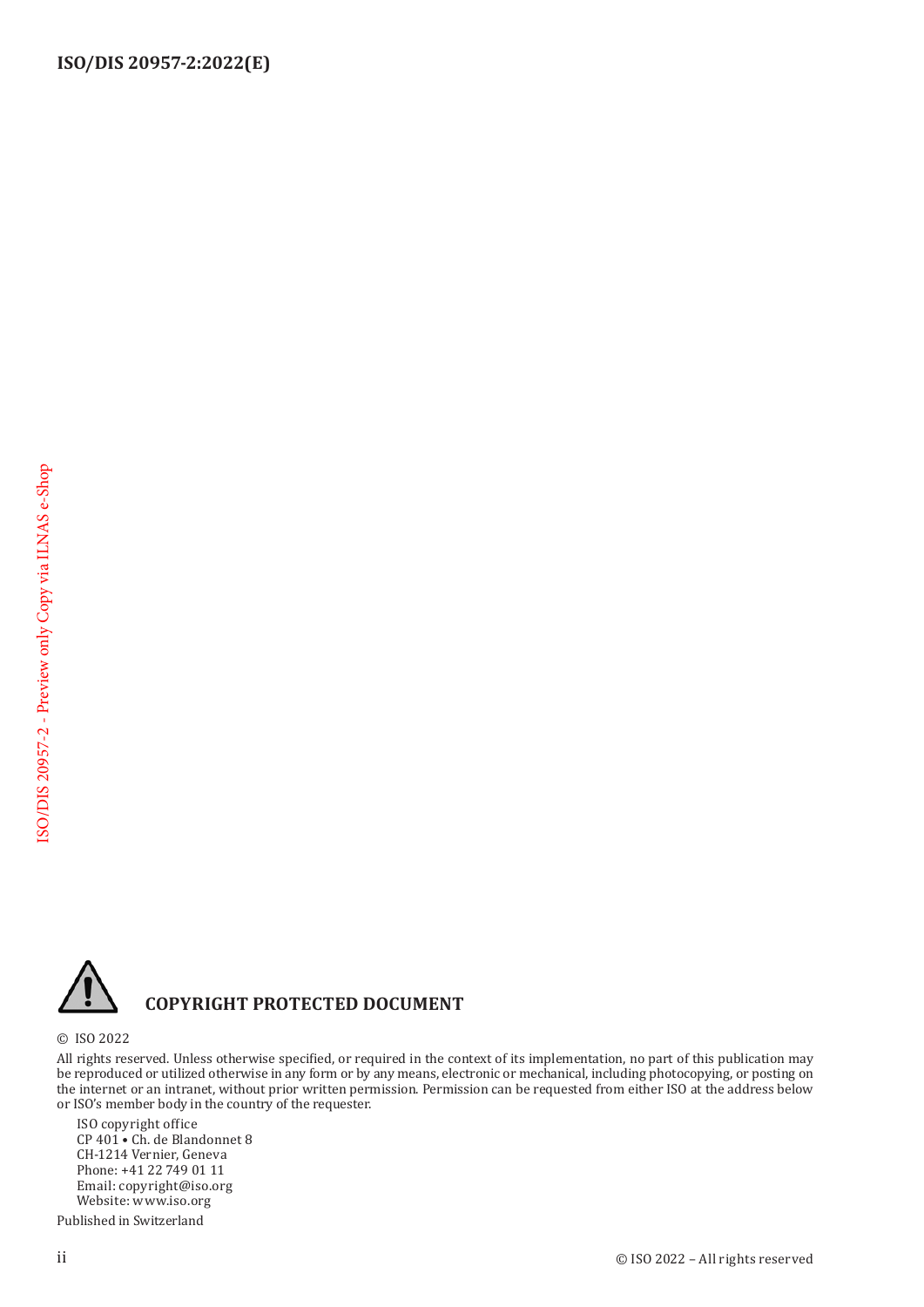**COPYRIGHT PROTECTED DOCUMENT**

© ISO 2022

All rights reserved. Unless otherwise specified, or required in the context of its implementation, no part of this publication may be reproduced or utilized otherwise in any form or by any means, electronic or mechanical, including photocopying, or posting on the internet or an intranet, without prior written permission. Permission can be requested from either ISO at the address below or ISO's member body in the country of the requester.

ISO copyright office
CP 401 • Ch. de Blandonnet 8
CH-1214 Vernier, Geneva
Phone: +41 22 749 01 11
Email: copyright@iso.org
Website: www.iso.org

Published in Switzerland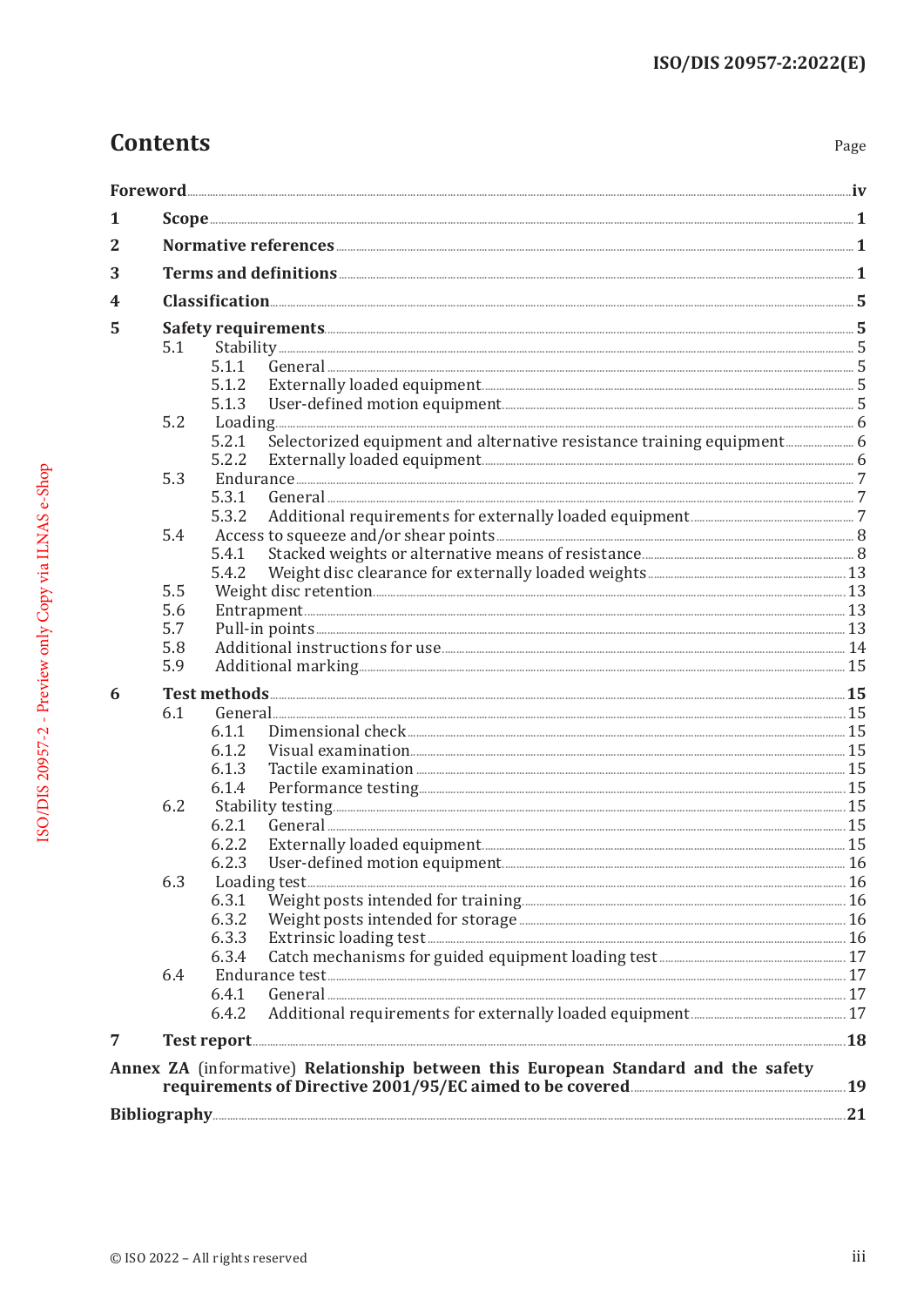# Contents

Page

| | | |
|---|---|---|
| **Foreword** | | **iv** |
| **1** | **Scope** | **1** |
| **2** | **Normative references** | **1** |
| **3** | **Terms and definitions** | **1** |
| **4** | **Classification** | **5** |
| **5** | **Safety requirements** | **5** |
| 5.1 | Stability | 5 |
| 5.1.1 | General | 5 |
| 5.1.2 | Externally loaded equipment | 5 |
| 5.1.3 | User-defined motion equipment | 5 |
| 5.2 | Loading | 6 |
| 5.2.1 | Selectorized equipment and alternative resistance training equipment | 6 |
| 5.2.2 | Externally loaded equipment | 6 |
| 5.3 | Endurance | 7 |
| 5.3.1 | General | 7 |
| 5.3.2 | Additional requirements for externally loaded equipment | 7 |
| 5.4 | Access to squeeze and/or shear points | 8 |
| 5.4.1 | Stacked weights or alternative means of resistance | 8 |
| 5.4.2 | Weight disc clearance for externally loaded weights | 13 |
| 5.5 | Weight disc retention | 13 |
| 5.6 | Entrapment | 13 |
| 5.7 | Pull-in points | 13 |
| 5.8 | Additional instructions for use | 14 |
| 5.9 | Additional marking | 15 |
| **6** | **Test methods** | **15** |
| 6.1 | General | 15 |
| 6.1.1 | Dimensional check | 15 |
| 6.1.2 | Visual examination | 15 |
| 6.1.3 | Tactile examination | 15 |
| 6.1.4 | Performance testing | 15 |
| 6.2 | Stability testing | 15 |
| 6.2.1 | General | 15 |
| 6.2.2 | Externally loaded equipment | 15 |
| 6.2.3 | User-defined motion equipment | 16 |
| 6.3 | Loading test | 16 |
| 6.3.1 | Weight posts intended for training | 16 |
| 6.3.2 | Weight posts intended for storage | 16 |
| 6.3.3 | Extrinsic loading test | 16 |
| 6.3.4 | Catch mechanisms for guided equipment loading test | 17 |
| 6.4 | Endurance test | 17 |
| 6.4.1 | General | 17 |
| 6.4.2 | Additional requirements for externally loaded equipment | 17 |
| **7** | **Test report** | **18** |
| **Annex ZA** (informative) | **Relationship between this European Standard and the safety requirements of Directive 2001/95/EC aimed to be covered** | **19** |
| **Bibliography** | | **21** |